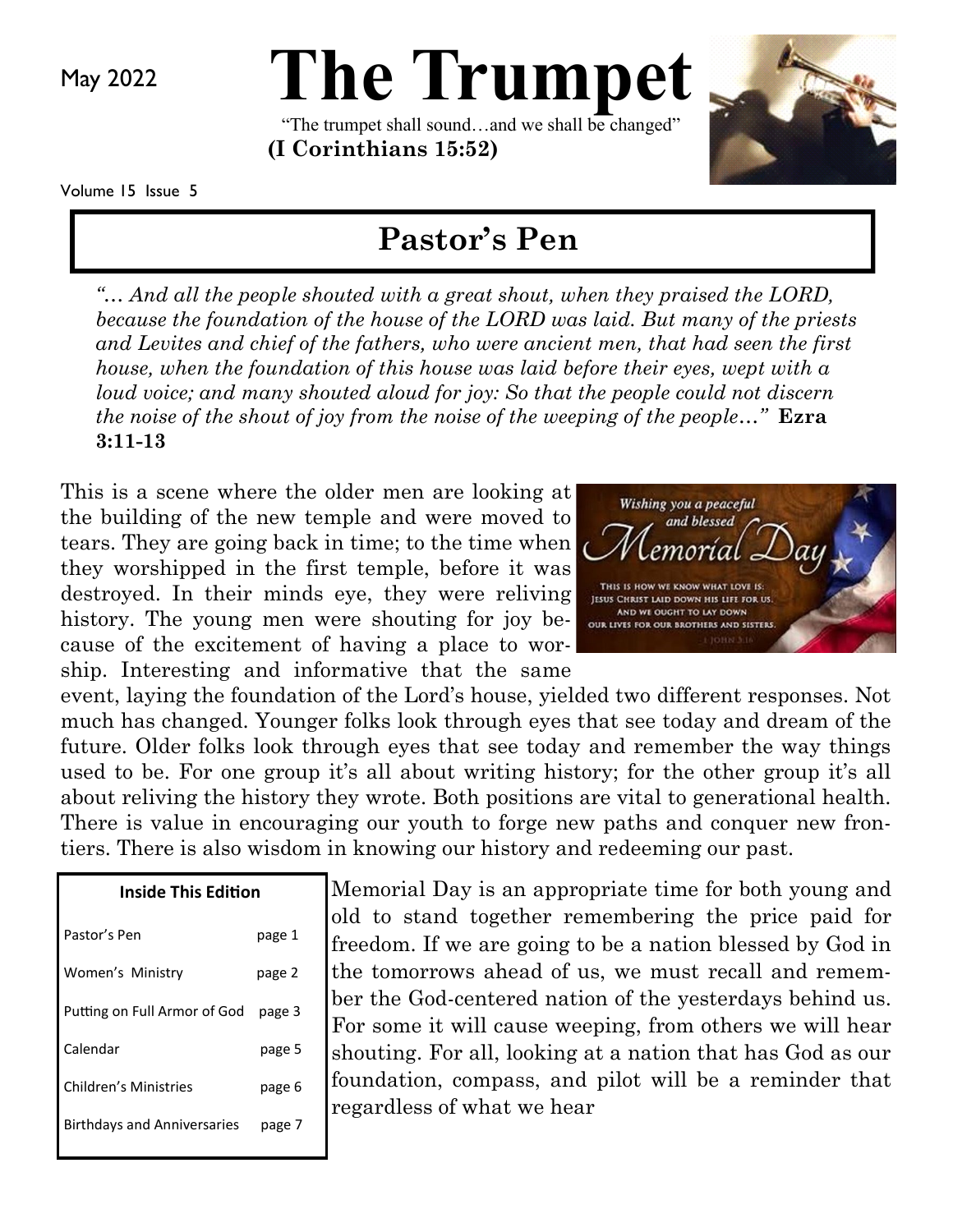May 2022

# The Trumpet

"The trumpet shall sound…and we shall be changed"
**(I Corinthians 15:52)**

Volume 15 Issue 5

## Pastor's Pen

*"… And all the people shouted with a great shout, when they praised the LORD, because the foundation of the house of the LORD was laid. But many of the priests and Levites and chief of the fathers, who were ancient men, that had seen the first house, when the foundation of this house was laid before their eyes, wept with a loud voice; and many shouted aloud for joy: So that the people could not discern the noise of the shout of joy from the noise of the weeping of the people…"* **Ezra 3:11-13**

This is a scene where the older men are looking at the building of the new temple and were moved to tears. They are going back in time; to the time when they worshipped in the first temple, before it was destroyed. In their minds eye, they were reliving history. The young men were shouting for joy because of the excitement of having a place to worship. Interesting and informative that the same event, laying the foundation of the Lord's house, yielded two different responses. Not much has changed. Younger folks look through eyes that see today and dream of the future. Older folks look through eyes that see today and remember the way things used to be. For one group it's all about writing history; for the other group it's all about reliving the history they wrote. Both positions are vital to generational health. There is value in encouraging our youth to forge new paths and conquer new frontiers. There is also wisdom in knowing our history and redeeming our past.

Wishing you a peaceful and blessed Memorial Day

THIS IS HOW WE KNOW WHAT LOVE IS: JESUS CHRIST LAID DOWN HIS LIFE FOR US. AND WE OUGHT TO LAY DOWN OUR LIVES FOR OUR BROTHERS AND SISTERS. 1 JOHN 3:16

**Inside This Edition**

| Section | Page |
| --- | --- |
| Pastor's Pen | page 1 |
| Women's Ministry | page 2 |
| Putting on Full Armor of God | page 3 |
| Calendar | page 5 |
| Children's Ministries | page 6 |
| Birthdays and Anniversaries | page 7 |

Memorial Day is an appropriate time for both young and old to stand together remembering the price paid for freedom. If we are going to be a nation blessed by God in the tomorrows ahead of us, we must recall and remember the God-centered nation of the yesterdays behind us. For some it will cause weeping, from others we will hear shouting. For all, looking at a nation that has God as our foundation, compass, and pilot will be a reminder that regardless of what we hear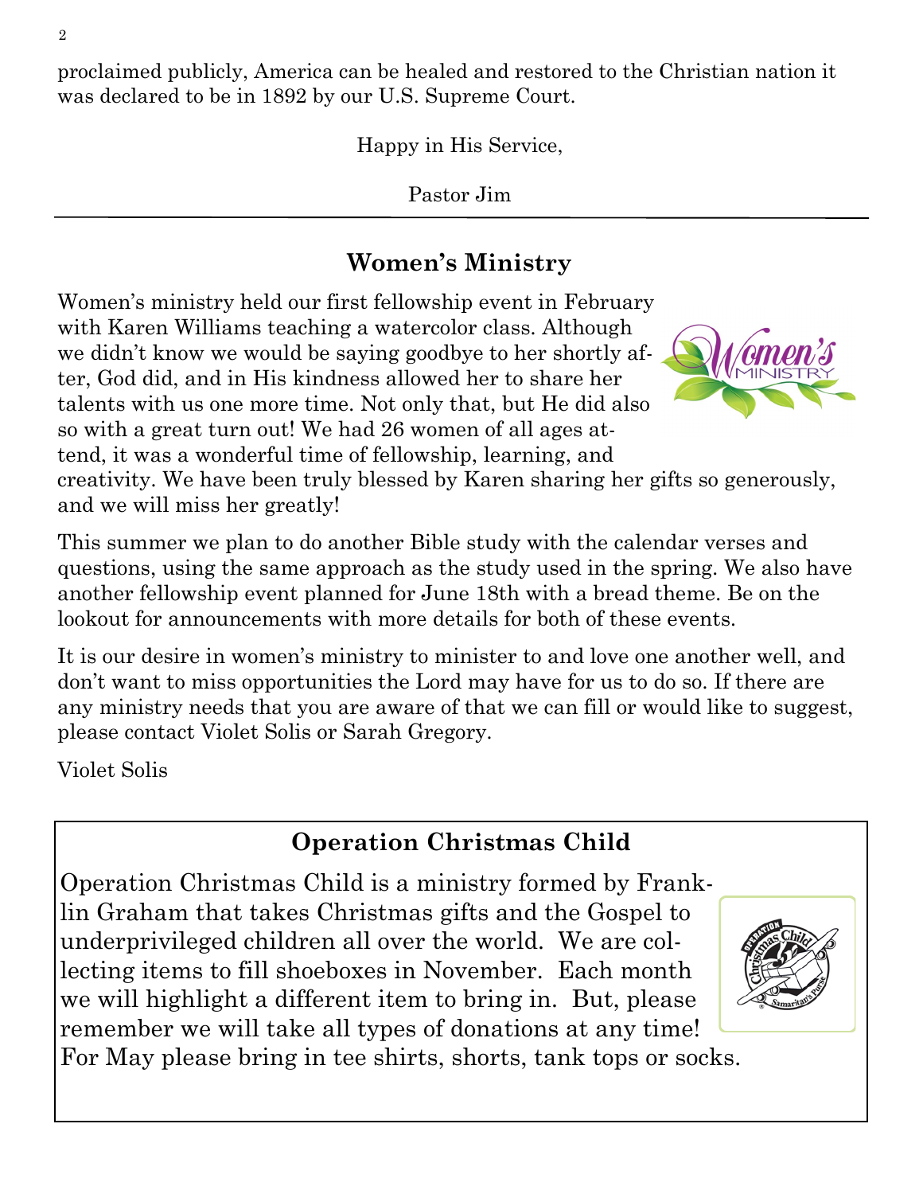proclaimed publicly, America can be healed and restored to the Christian nation it was declared to be in 1892 by our U.S. Supreme Court.

Happy in His Service,

Pastor Jim

## Women's Ministry

Women's ministry held our first fellowship event in February with Karen Williams teaching a watercolor class. Although we didn't know we would be saying goodbye to her shortly after, God did, and in His kindness allowed her to share her talents with us one more time. Not only that, but He did also so with a great turn out! We had 26 women of all ages attend, it was a wonderful time of fellowship, learning, and creativity. We have been truly blessed by Karen sharing her gifts so generously, and we will miss her greatly!

This summer we plan to do another Bible study with the calendar verses and questions, using the same approach as the study used in the spring. We also have another fellowship event planned for June 18th with a bread theme. Be on the lookout for announcements with more details for both of these events.

It is our desire in women's ministry to minister to and love one another well, and don't want to miss opportunities the Lord may have for us to do so. If there are any ministry needs that you are aware of that we can fill or would like to suggest, please contact Violet Solis or Sarah Gregory.

Violet Solis

## Operation Christmas Child

Operation Christmas Child is a ministry formed by Franklin Graham that takes Christmas gifts and the Gospel to underprivileged children all over the world. We are collecting items to fill shoeboxes in November. Each month we will highlight a different item to bring in. But, please remember we will take all types of donations at any time! For May please bring in tee shirts, shorts, tank tops or socks.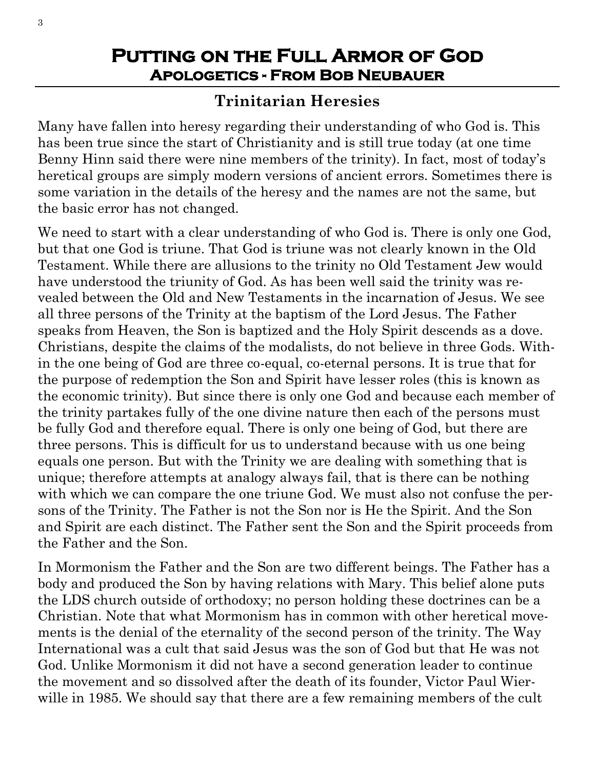# Putting on the Full Armor of God

## Apologetics - From Bob Neubauer

### Trinitarian Heresies

Many have fallen into heresy regarding their understanding of who God is. This has been true since the start of Christianity and is still true today (at one time Benny Hinn said there were nine members of the trinity). In fact, most of today's heretical groups are simply modern versions of ancient errors. Sometimes there is some variation in the details of the heresy and the names are not the same, but the basic error has not changed.

We need to start with a clear understanding of who God is. There is only one God, but that one God is triune. That God is triune was not clearly known in the Old Testament. While there are allusions to the trinity no Old Testament Jew would have understood the triunity of God. As has been well said the trinity was revealed between the Old and New Testaments in the incarnation of Jesus. We see all three persons of the Trinity at the baptism of the Lord Jesus. The Father speaks from Heaven, the Son is baptized and the Holy Spirit descends as a dove. Christians, despite the claims of the modalists, do not believe in three Gods. Within the one being of God are three co-equal, co-eternal persons. It is true that for the purpose of redemption the Son and Spirit have lesser roles (this is known as the economic trinity). But since there is only one God and because each member of the trinity partakes fully of the one divine nature then each of the persons must be fully God and therefore equal. There is only one being of God, but there are three persons. This is difficult for us to understand because with us one being equals one person. But with the Trinity we are dealing with something that is unique; therefore attempts at analogy always fail, that is there can be nothing with which we can compare the one triune God. We must also not confuse the persons of the Trinity. The Father is not the Son nor is He the Spirit. And the Son and Spirit are each distinct. The Father sent the Son and the Spirit proceeds from the Father and the Son.

In Mormonism the Father and the Son are two different beings. The Father has a body and produced the Son by having relations with Mary. This belief alone puts the LDS church outside of orthodoxy; no person holding these doctrines can be a Christian. Note that what Mormonism has in common with other heretical movements is the denial of the eternality of the second person of the trinity. The Way International was a cult that said Jesus was the son of God but that He was not God. Unlike Mormonism it did not have a second generation leader to continue the movement and so dissolved after the death of its founder, Victor Paul Wierwille in 1985. We should say that there are a few remaining members of the cult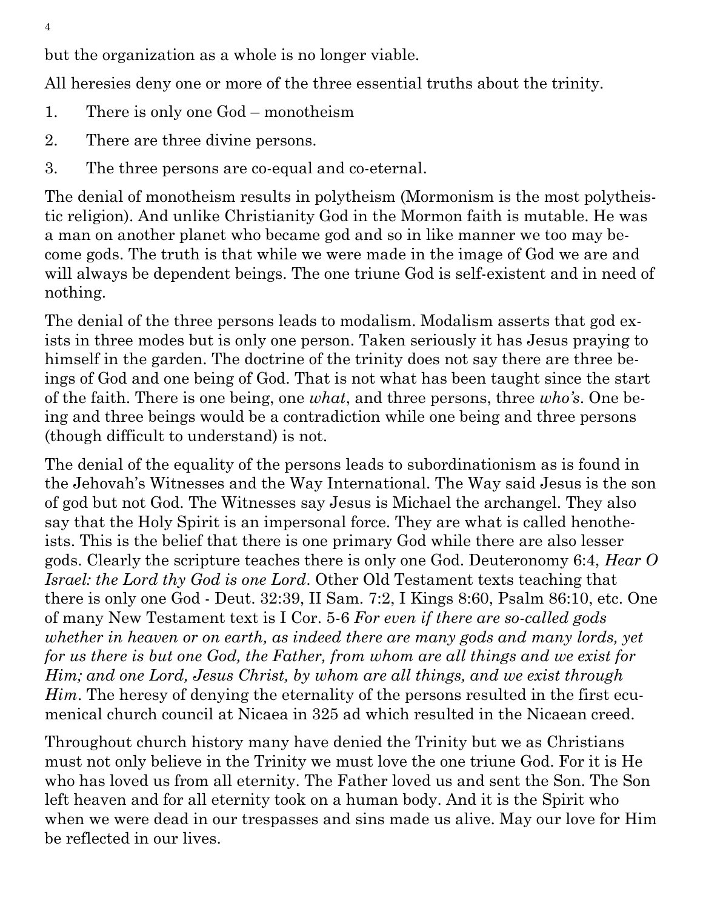but the organization as a whole is no longer viable.

All heresies deny one or more of the three essential truths about the trinity.

1. There is only one God – monotheism
2. There are three divine persons.
3. The three persons are co-equal and co-eternal.

The denial of monotheism results in polytheism (Mormonism is the most polytheistic religion). And unlike Christianity God in the Mormon faith is mutable. He was a man on another planet who became god and so in like manner we too may become gods. The truth is that while we were made in the image of God we are and will always be dependent beings. The one triune God is self-existent and in need of nothing.

The denial of the three persons leads to modalism. Modalism asserts that god exists in three modes but is only one person. Taken seriously it has Jesus praying to himself in the garden. The doctrine of the trinity does not say there are three beings of God and one being of God. That is not what has been taught since the start of the faith. There is one being, one *what*, and three persons, three *who's*. One being and three beings would be a contradiction while one being and three persons (though difficult to understand) is not.

The denial of the equality of the persons leads to subordinationism as is found in the Jehovah's Witnesses and the Way International. The Way said Jesus is the son of god but not God. The Witnesses say Jesus is Michael the archangel. They also say that the Holy Spirit is an impersonal force. They are what is called henotheists. This is the belief that there is one primary God while there are also lesser gods. Clearly the scripture teaches there is only one God. Deuteronomy 6:4, *Hear O Israel: the Lord thy God is one Lord*. Other Old Testament texts teaching that there is only one God - Deut. 32:39, II Sam. 7:2, I Kings 8:60, Psalm 86:10, etc. One of many New Testament text is I Cor. 5-6 *For even if there are so-called gods whether in heaven or on earth, as indeed there are many gods and many lords, yet for us there is but one God, the Father, from whom are all things and we exist for Him; and one Lord, Jesus Christ, by whom are all things, and we exist through Him*. The heresy of denying the eternality of the persons resulted in the first ecumenical church council at Nicaea in 325 ad which resulted in the Nicaean creed.

Throughout church history many have denied the Trinity but we as Christians must not only believe in the Trinity we must love the one triune God. For it is He who has loved us from all eternity. The Father loved us and sent the Son. The Son left heaven and for all eternity took on a human body. And it is the Spirit who when we were dead in our trespasses and sins made us alive. May our love for Him be reflected in our lives.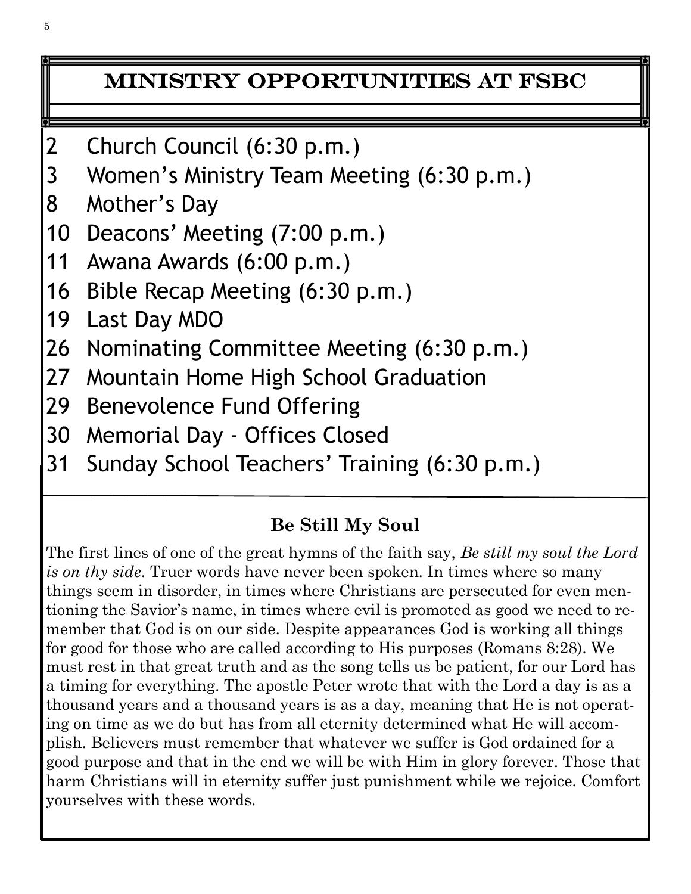## MINISTRY OPPORTUNITIES AT FSBC

2 Church Council (6:30 p.m.)
3 Women's Ministry Team Meeting (6:30 p.m.)
8 Mother's Day
10 Deacons' Meeting (7:00 p.m.)
11 Awana Awards (6:00 p.m.)
16 Bible Recap Meeting (6:30 p.m.)
19 Last Day MDO
26 Nominating Committee Meeting (6:30 p.m.)
27 Mountain Home High School Graduation
29 Benevolence Fund Offering
30 Memorial Day - Offices Closed
31 Sunday School Teachers' Training (6:30 p.m.)

### Be Still My Soul

The first lines of one of the great hymns of the faith say, *Be still my soul the Lord is on thy side*. Truer words have never been spoken. In times where so many things seem in disorder, in times where Christians are persecuted for even mentioning the Savior's name, in times where evil is promoted as good we need to remember that God is on our side. Despite appearances God is working all things for good for those who are called according to His purposes (Romans 8:28). We must rest in that great truth and as the song tells us be patient, for our Lord has a timing for everything. The apostle Peter wrote that with the Lord a day is as a thousand years and a thousand years is as a day, meaning that He is not operating on time as we do but has from all eternity determined what He will accomplish. Believers must remember that whatever we suffer is God ordained for a good purpose and that in the end we will be with Him in glory forever. Those that harm Christians will in eternity suffer just punishment while we rejoice. Comfort yourselves with these words.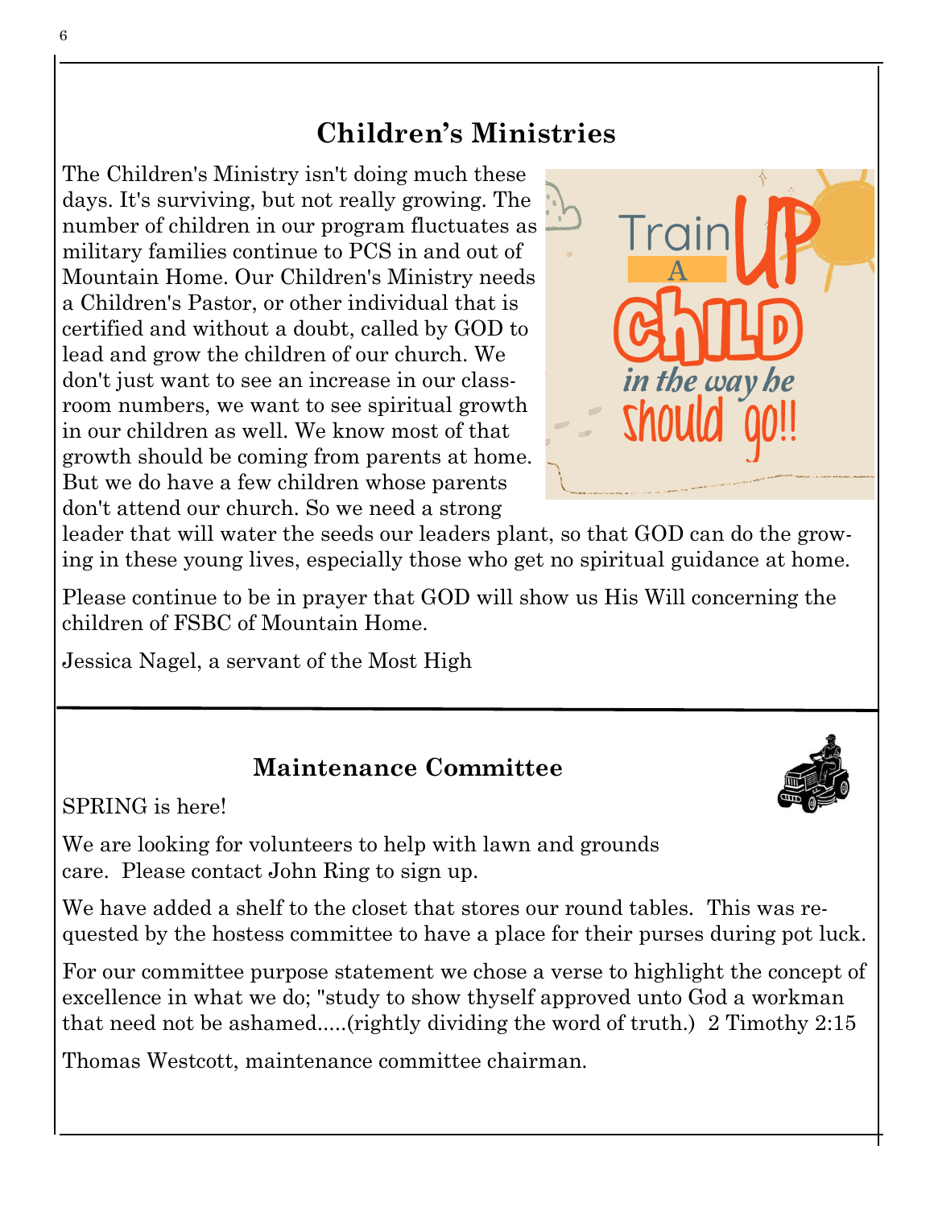## Children's Ministries

The Children's Ministry isn't doing much these days. It's surviving, but not really growing. The number of children in our program fluctuates as military families continue to PCS in and out of Mountain Home. Our Children's Ministry needs a Children's Pastor, or other individual that is certified and without a doubt, called by GOD to lead and grow the children of our church. We don't just want to see an increase in our classroom numbers, we want to see spiritual growth in our children as well. We know most of that growth should be coming from parents at home. But we do have a few children whose parents don't attend our church. So we need a strong leader that will water the seeds our leaders plant, so that GOD can do the growing in these young lives, especially those who get no spiritual guidance at home.

Please continue to be in prayer that GOD will show us His Will concerning the children of FSBC of Mountain Home.

Jessica Nagel, a servant of the Most High

## Maintenance Committee

SPRING is here!

We are looking for volunteers to help with lawn and grounds care. Please contact John Ring to sign up.

We have added a shelf to the closet that stores our round tables. This was requested by the hostess committee to have a place for their purses during pot luck.

For our committee purpose statement we chose a verse to highlight the concept of excellence in what we do; "study to show thyself approved unto God a workman that need not be ashamed.....(rightly dividing the word of truth.) 2 Timothy 2:15

Thomas Westcott, maintenance committee chairman.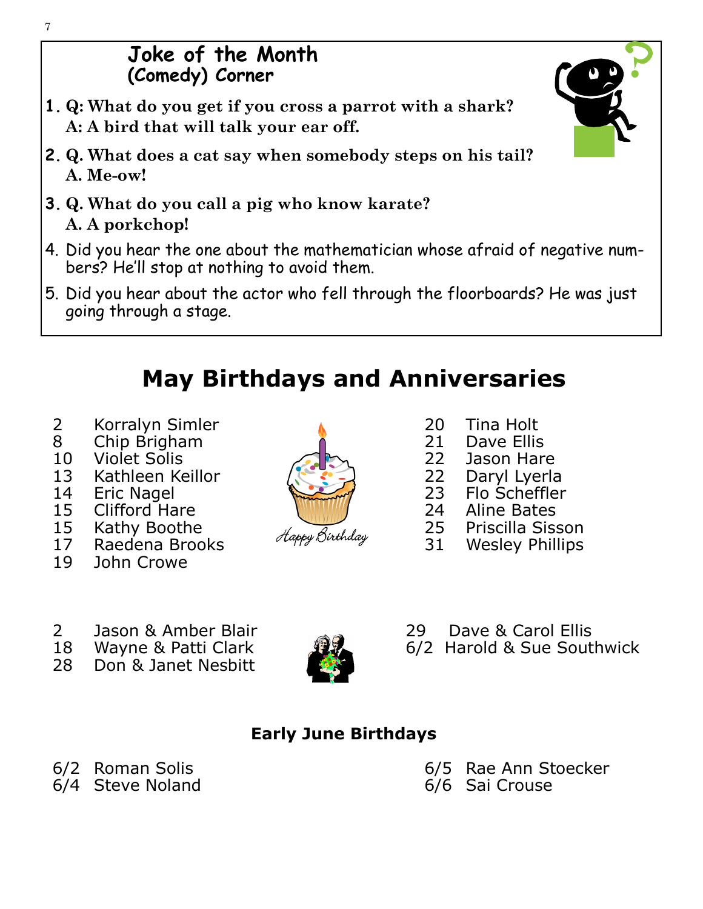## Joke of the Month (Comedy) Corner

1. **Q: What do you get if you cross a parrot with a shark?**
   **A: A bird that will talk your ear off.**
2. **Q. What does a cat say when somebody steps on his tail?**
   **A. Me-ow!**
3. **Q. What do you call a pig who know karate?**
   **A. A porkchop!**
4. Did you hear the one about the mathematician whose afraid of negative numbers? He'll stop at nothing to avoid them.
5. Did you hear about the actor who fell through the floorboards? He was just going through a stage.

# May Birthdays and Anniversaries

2 Korralyn Simler
8 Chip Brigham
10 Violet Solis
13 Kathleen Keillor
14 Eric Nagel
15 Clifford Hare
15 Kathy Boothe
17 Raedena Brooks
19 John Crowe

Happy Birthday

20 Tina Holt
21 Dave Ellis
22 Jason Hare
22 Daryl Lyerla
23 Flo Scheffler
24 Aline Bates
25 Priscilla Sisson
31 Wesley Phillips

2 Jason & Amber Blair
18 Wayne & Patti Clark
28 Don & Janet Nesbitt

29 Dave & Carol Ellis
6/2 Harold & Sue Southwick

### Early June Birthdays

6/2 Roman Solis
6/4 Steve Noland

6/5 Rae Ann Stoecker
6/6 Sai Crouse